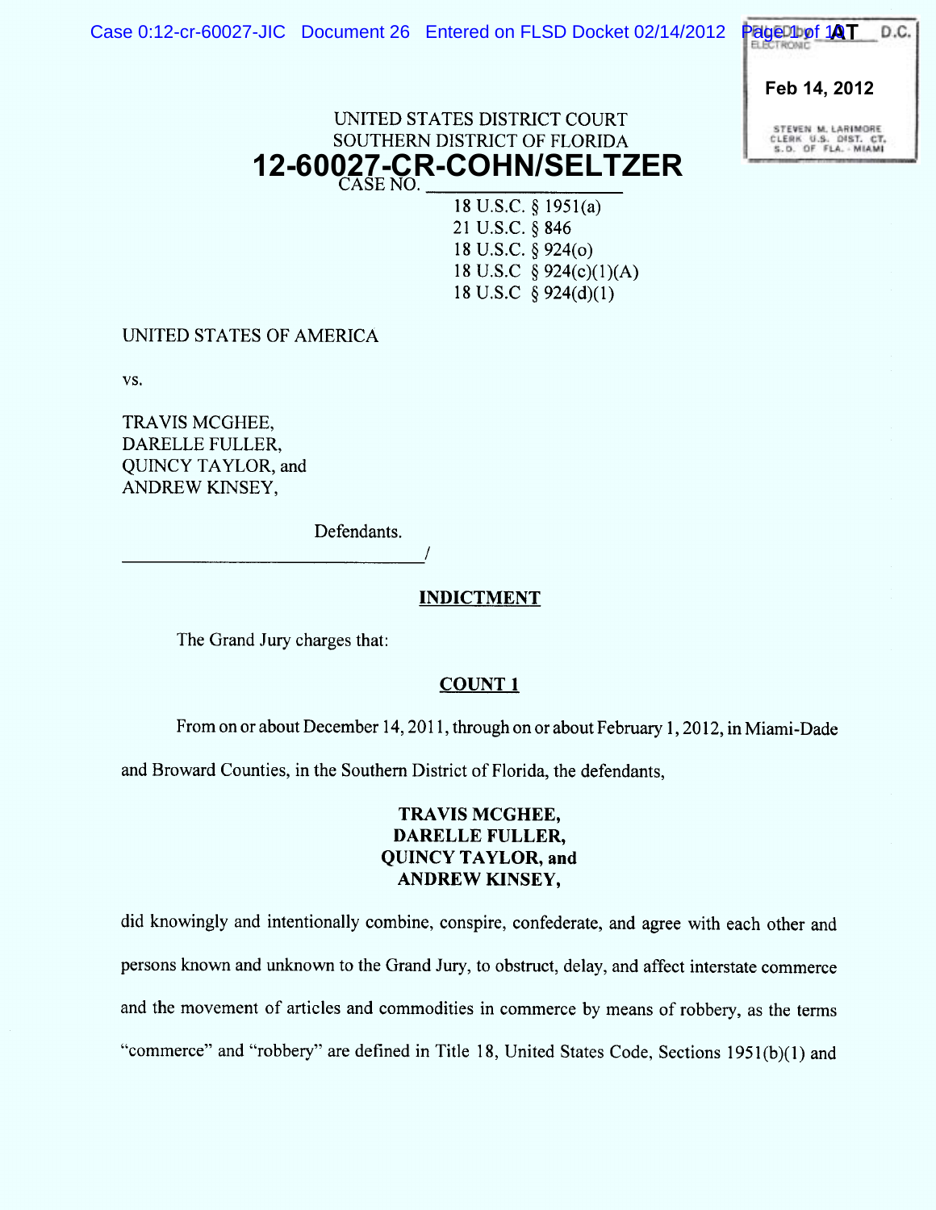UNITED STATES DISTRICT COURT
SOUTHERN DISTRICT OF FLORIDA

**12-60027-CR-COHN/SELTZER**

CASE NO. ___________________

18 U.S.C. § 1951(a)
21 U.S.C. § 846
18 U.S.C. § 924(o)
18 U.S.C § 924(c)(1)(A)
18 U.S.C § 924(d)(1)

UNITED STATES OF AMERICA

vs.

TRAVIS MCGHEE,
DARELLE FULLER,
QUINCY TAYLOR, and
ANDREW KINSEY,

Defendants.
_________________________________/

## INDICTMENT

The Grand Jury charges that:

### COUNT 1

From on or about December 14, 2011, through on or about February 1, 2012, in Miami-Dade and Broward Counties, in the Southern District of Florida, the defendants,

**TRAVIS MCGHEE,**
**DARELLE FULLER,**
**QUINCY TAYLOR, and**
**ANDREW KINSEY,**

did knowingly and intentionally combine, conspire, confederate, and agree with each other and persons known and unknown to the Grand Jury, to obstruct, delay, and affect interstate commerce and the movement of articles and commodities in commerce by means of robbery, as the terms "commerce" and "robbery" are defined in Title 18, United States Code, Sections 1951(b)(1) and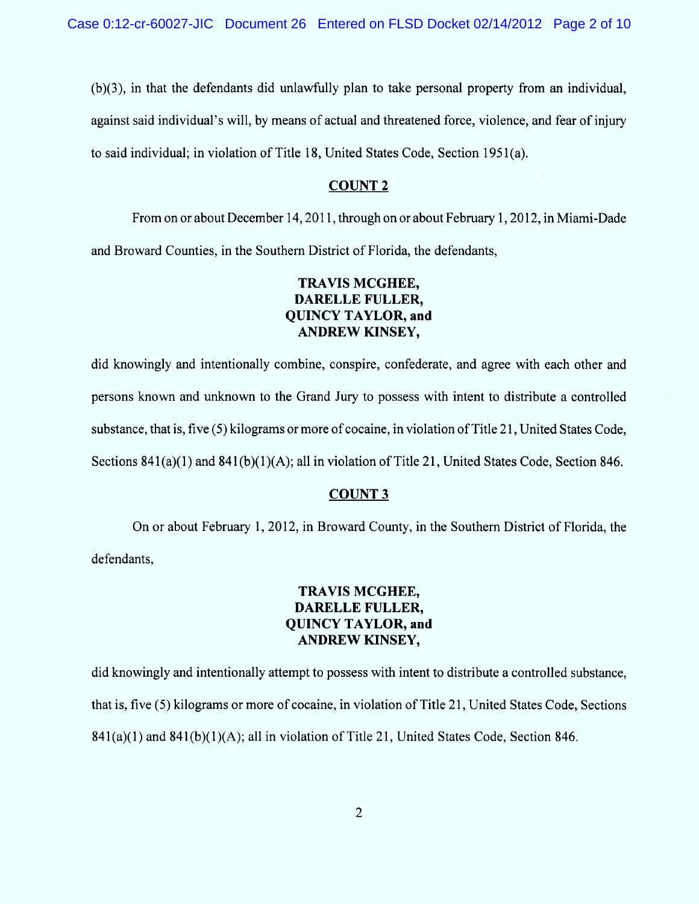(b)(3), in that the defendants did unlawfully plan to take personal property from an individual, against said individual's will, by means of actual and threatened force, violence, and fear of injury to said individual; in violation of Title 18, United States Code, Section 1951(a).

## COUNT 2

From on or about December 14, 2011, through on or about February 1, 2012, in Miami-Dade and Broward Counties, in the Southern District of Florida, the defendants,

**TRAVIS MCGHEE,**
**DARELLE FULLER,**
**QUINCY TAYLOR, and**
**ANDREW KINSEY,**

did knowingly and intentionally combine, conspire, confederate, and agree with each other and persons known and unknown to the Grand Jury to possess with intent to distribute a controlled substance, that is, five (5) kilograms or more of cocaine, in violation of Title 21, United States Code, Sections 841(a)(1) and 841(b)(1)(A); all in violation of Title 21, United States Code, Section 846.

## COUNT 3

On or about February 1, 2012, in Broward County, in the Southern District of Florida, the defendants,

**TRAVIS MCGHEE,**
**DARELLE FULLER,**
**QUINCY TAYLOR, and**
**ANDREW KINSEY,**

did knowingly and intentionally attempt to possess with intent to distribute a controlled substance, that is, five (5) kilograms or more of cocaine, in violation of Title 21, United States Code, Sections 841(a)(1) and 841(b)(1)(A); all in violation of Title 21, United States Code, Section 846.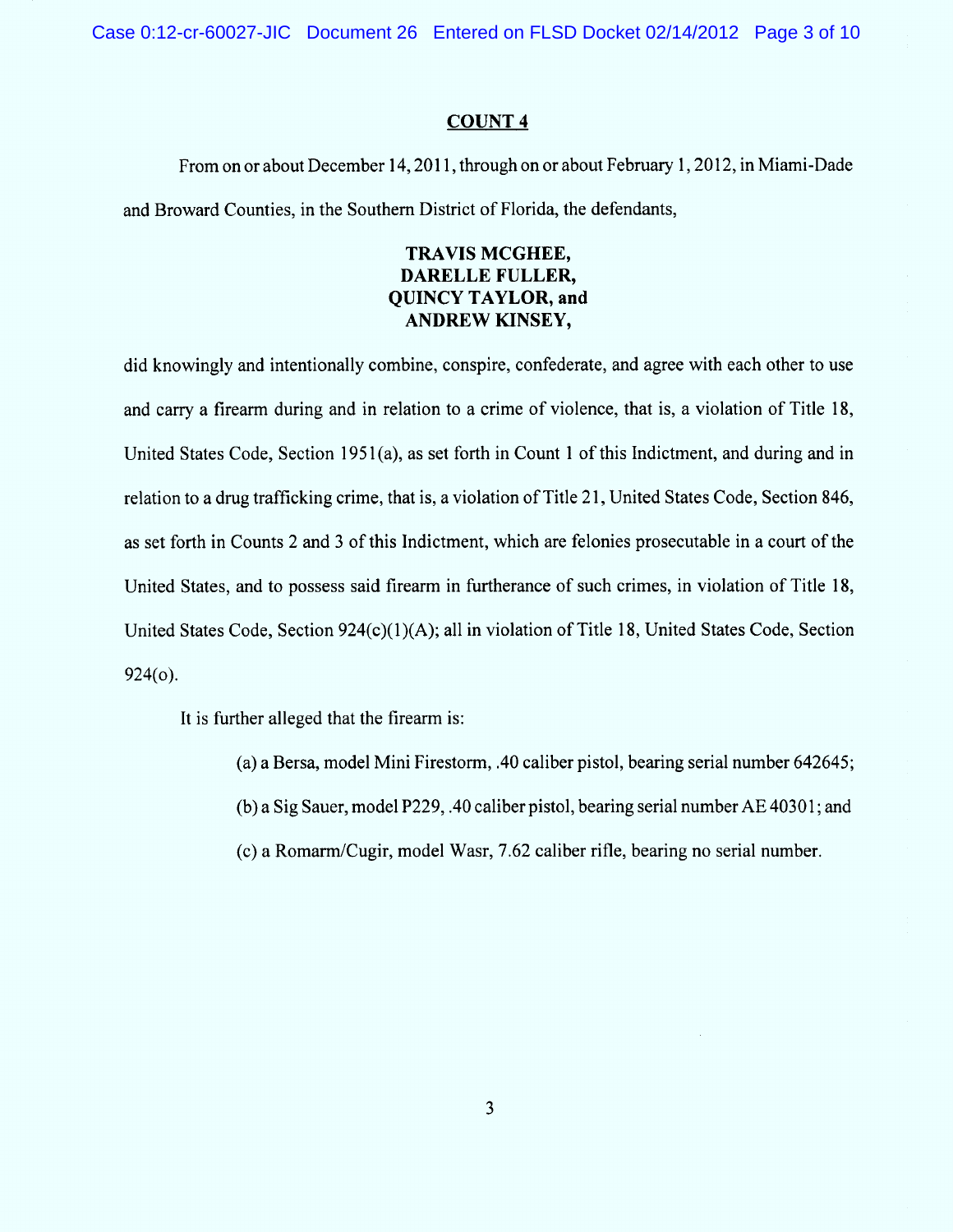## COUNT 4

From on or about December 14, 2011, through on or about February 1, 2012, in Miami-Dade and Broward Counties, in the Southern District of Florida, the defendants,

**TRAVIS MCGHEE,**
**DARELLE FULLER,**
**QUINCY TAYLOR, and**
**ANDREW KINSEY,**

did knowingly and intentionally combine, conspire, confederate, and agree with each other to use and carry a firearm during and in relation to a crime of violence, that is, a violation of Title 18, United States Code, Section 1951(a), as set forth in Count 1 of this Indictment, and during and in relation to a drug trafficking crime, that is, a violation of Title 21, United States Code, Section 846, as set forth in Counts 2 and 3 of this Indictment, which are felonies prosecutable in a court of the United States, and to possess said firearm in furtherance of such crimes, in violation of Title 18, United States Code, Section 924(c)(1)(A); all in violation of Title 18, United States Code, Section 924(o).

It is further alleged that the firearm is:

(a) a Bersa, model Mini Firestorm, .40 caliber pistol, bearing serial number 642645;

(b) a Sig Sauer, model P229, .40 caliber pistol, bearing serial number AE 40301; and

(c) a Romarm/Cugir, model Wasr, 7.62 caliber rifle, bearing no serial number.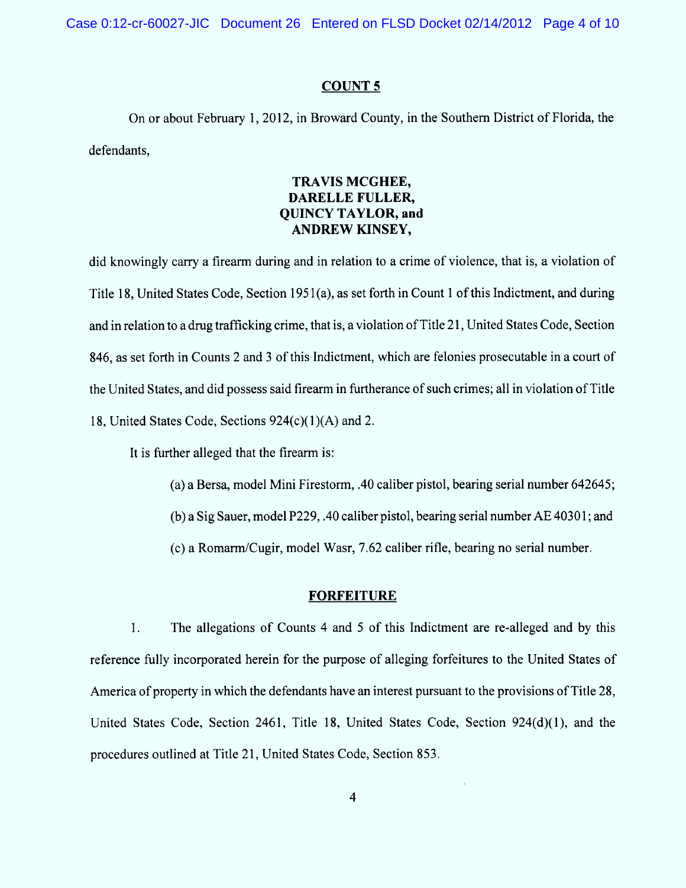## COUNT 5

On or about February 1, 2012, in Broward County, in the Southern District of Florida, the defendants,

**TRAVIS MCGHEE,**
**DARELLE FULLER,**
**QUINCY TAYLOR, and**
**ANDREW KINSEY,**

did knowingly carry a firearm during and in relation to a crime of violence, that is, a violation of Title 18, United States Code, Section 1951(a), as set forth in Count 1 of this Indictment, and during and in relation to a drug trafficking crime, that is, a violation of Title 21, United States Code, Section 846, as set forth in Counts 2 and 3 of this Indictment, which are felonies prosecutable in a court of the United States, and did possess said firearm in furtherance of such crimes; all in violation of Title 18, United States Code, Sections 924(c)(1)(A) and 2.

It is further alleged that the firearm is:

(a) a Bersa, model Mini Firestorm, .40 caliber pistol, bearing serial number 642645;

(b) a Sig Sauer, model P229, .40 caliber pistol, bearing serial number AE 40301; and

(c) a Romarm/Cugir, model Wasr, 7.62 caliber rifle, bearing no serial number.

## FORFEITURE

1. The allegations of Counts 4 and 5 of this Indictment are re-alleged and by this reference fully incorporated herein for the purpose of alleging forfeitures to the United States of America of property in which the defendants have an interest pursuant to the provisions of Title 28, United States Code, Section 2461, Title 18, United States Code, Section 924(d)(1), and the procedures outlined at Title 21, United States Code, Section 853.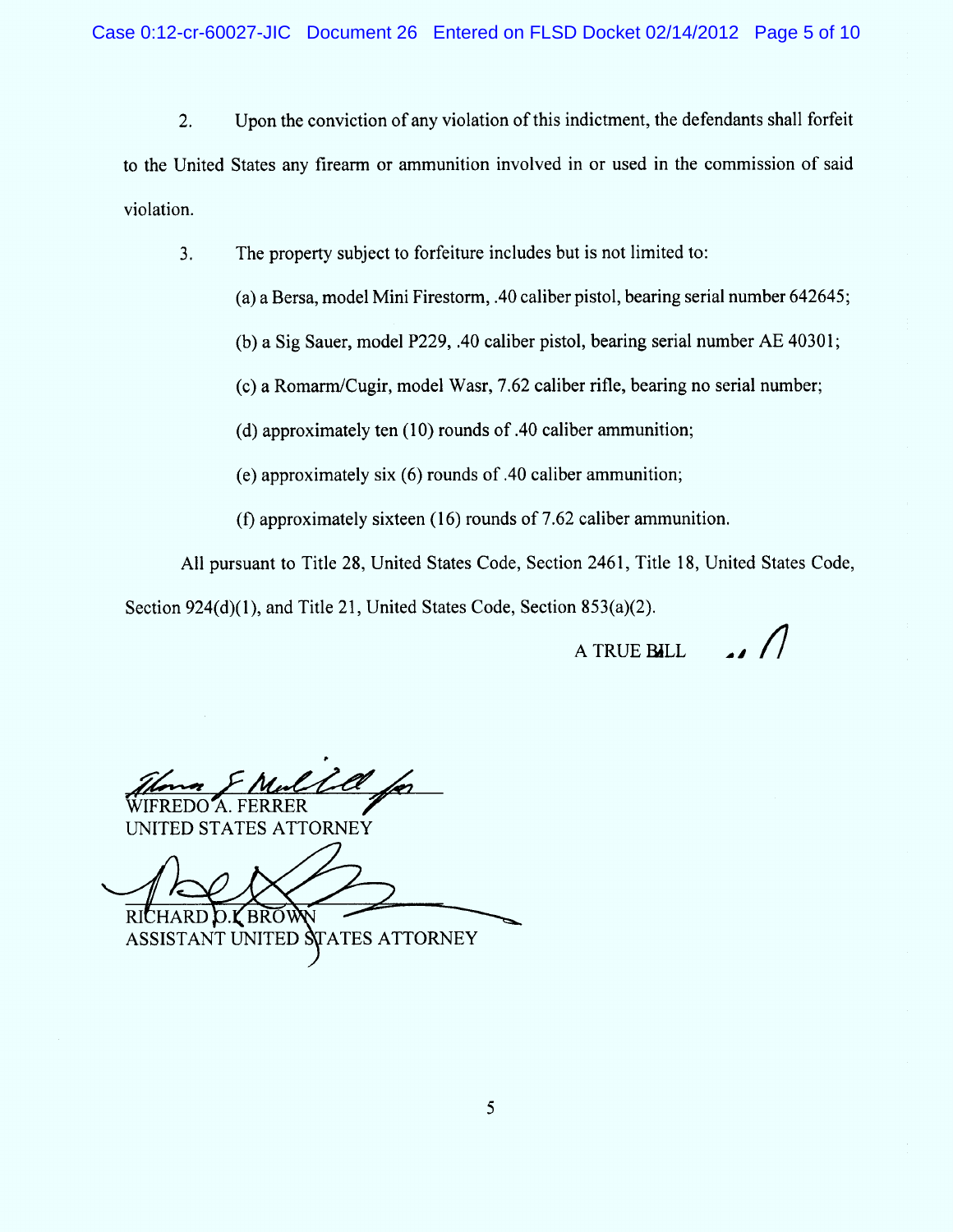2. Upon the conviction of any violation of this indictment, the defendants shall forfeit to the United States any firearm or ammunition involved in or used in the commission of said violation.

3. The property subject to forfeiture includes but is not limited to:

(a) a Bersa, model Mini Firestorm, .40 caliber pistol, bearing serial number 642645;

(b) a Sig Sauer, model P229, .40 caliber pistol, bearing serial number AE 40301;

(c) a Romarm/Cugir, model Wasr, 7.62 caliber rifle, bearing no serial number;

(d) approximately ten (10) rounds of .40 caliber ammunition;

(e) approximately six (6) rounds of .40 caliber ammunition;

(f) approximately sixteen (16) rounds of 7.62 caliber ammunition.

All pursuant to Title 28, United States Code, Section 2461, Title 18, United States Code, Section 924(d)(1), and Title 21, United States Code, Section 853(a)(2).

A TRUE BILL

WIFREDO A. FERRER
UNITED STATES ATTORNEY

RICHARD D.K. BROWN
ASSISTANT UNITED STATES ATTORNEY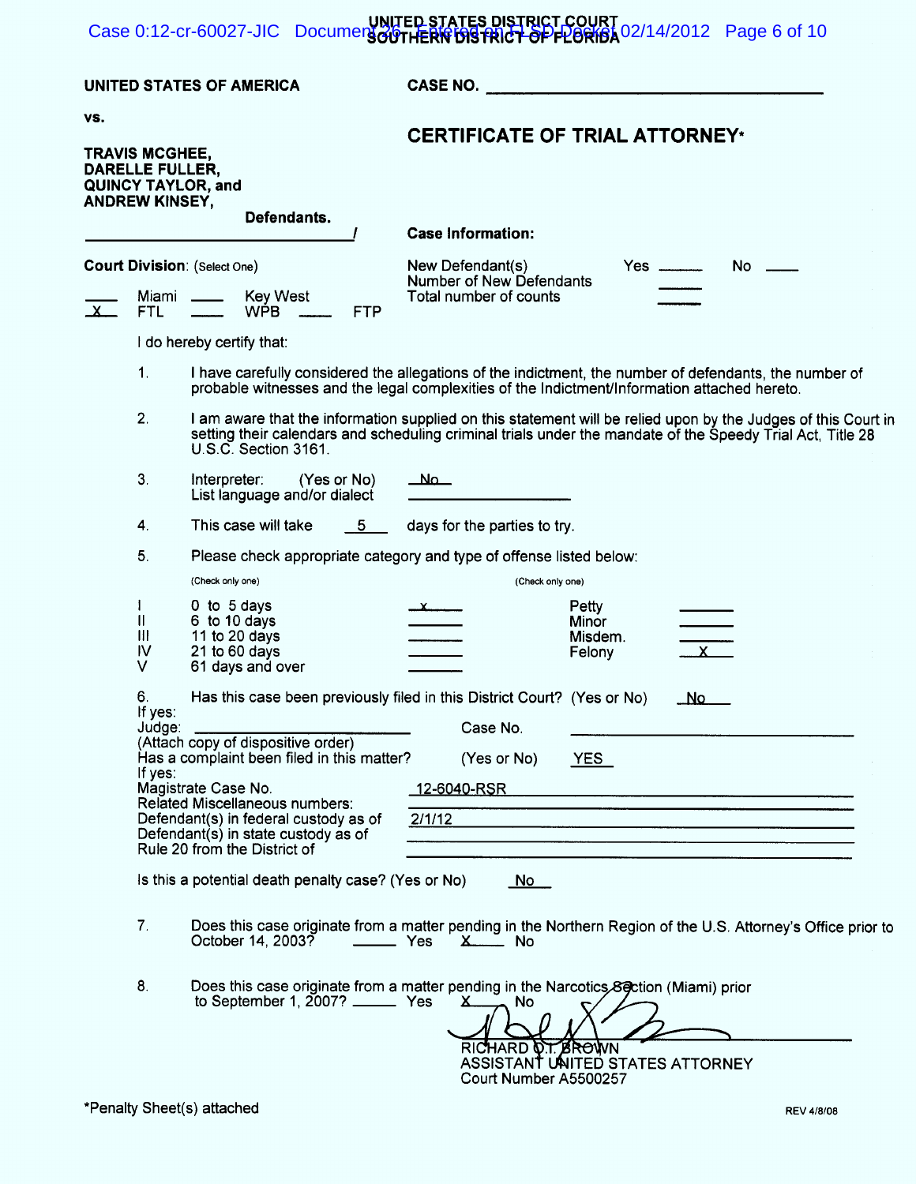UNITED STATES DISTRICT COURT
SOUTHERN DISTRICT OF FLORIDA

**UNITED STATES OF AMERICA** **CASE NO.** ____________________

**vs.**

**TRAVIS MCGHEE,**
**DARELLE FULLER,**
**QUINCY TAYLOR, and**
**ANDREW KINSEY,**

**Defendants.** /

## CERTIFICATE OF TRIAL ATTORNEY*

**Case Information:**

New Defendant(s) Yes ____ No ____
Number of New Defendants ____
Total number of counts ____

**Court Division:** (Select One)

____ Miami ____ Key West
_X_ FTL ____ WPB ____ FTP

I do hereby certify that:

1. I have carefully considered the allegations of the indictment, the number of defendants, the number of probable witnesses and the legal complexities of the Indictment/Information attached hereto.

2. I am aware that the information supplied on this statement will be relied upon by the Judges of this Court in setting their calendars and scheduling criminal trials under the mandate of the Speedy Trial Act, Title 28 U.S.C. Section 3161.

3. Interpreter: (Yes or No) _No_
   List language and/or dialect ____________

4. This case will take _5_ days for the parties to try.

5. Please check appropriate category and type of offense listed below:

| | (Check only one) | | | (Check only one) |
|---|---|---|---|---|
| I | 0 to 5 days | x | Petty | |
| II | 6 to 10 days | | Minor | |
| III | 11 to 20 days | | Misdem. | |
| IV | 21 to 60 days | | Felony | X |
| V | 61 days and over | | | |

6. Has this case been previously filed in this District Court? (Yes or No) _No_
   If yes:
   Judge: ____________ Case No. ____________
   (Attach copy of dispositive order)
   Has a complaint been filed in this matter? (Yes or No) _YES_
   If yes:
   Magistrate Case No. _12-6040-RSR_
   Related Miscellaneous numbers: ____________
   Defendant(s) in federal custody as of _2/1/12_
   Defendant(s) in state custody as of ____________
   Rule 20 from the District of ____________

   Is this a potential death penalty case? (Yes or No) _No_

7. Does this case originate from a matter pending in the Northern Region of the U.S. Attorney's Office prior to October 14, 2003? ____ Yes _X_ No

8. Does this case originate from a matter pending in the Narcotics Section (Miami) prior to September 1, 2007? ____ Yes _X_ No

RICHARD O.T. BROWN
ASSISTANT UNITED STATES ATTORNEY
Court Number A5500257

*Penalty Sheet(s) attached

REV 4/8/08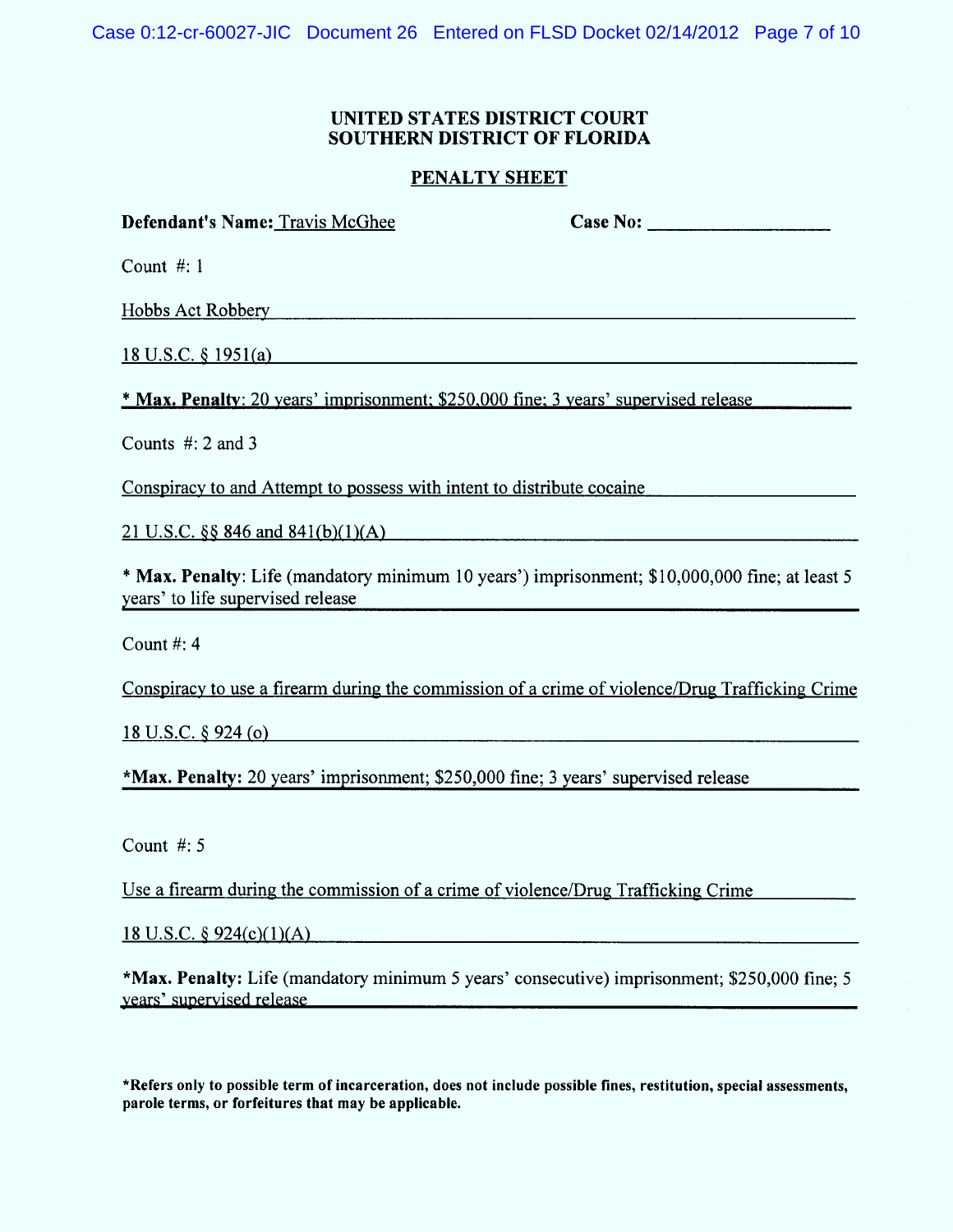**UNITED STATES DISTRICT COURT**
**SOUTHERN DISTRICT OF FLORIDA**

**PENALTY SHEET**

**Defendant's Name:** Travis McGhee **Case No:** ____________________

Count #: 1

Hobbs Act Robbery

18 U.S.C. § 1951(a)

**\* Max. Penalty**: 20 years' imprisonment; $250,000 fine; 3 years' supervised release

Counts #: 2 and 3

Conspiracy to and Attempt to possess with intent to distribute cocaine

21 U.S.C. §§ 846 and 841(b)(1)(A)

**\* Max. Penalty**: Life (mandatory minimum 10 years') imprisonment; $10,000,000 fine; at least 5 years' to life supervised release

Count #: 4

Conspiracy to use a firearm during the commission of a crime of violence/Drug Trafficking Crime

18 U.S.C. § 924 (o)

**\*Max. Penalty:** 20 years' imprisonment; $250,000 fine; 3 years' supervised release

Count #: 5

Use a firearm during the commission of a crime of violence/Drug Trafficking Crime

18 U.S.C. § 924(c)(1)(A)

**\*Max. Penalty:** Life (mandatory minimum 5 years' consecutive) imprisonment; $250,000 fine; 5 years' supervised release

**\*Refers only to possible term of incarceration, does not include possible fines, restitution, special assessments, parole terms, or forfeitures that may be applicable.**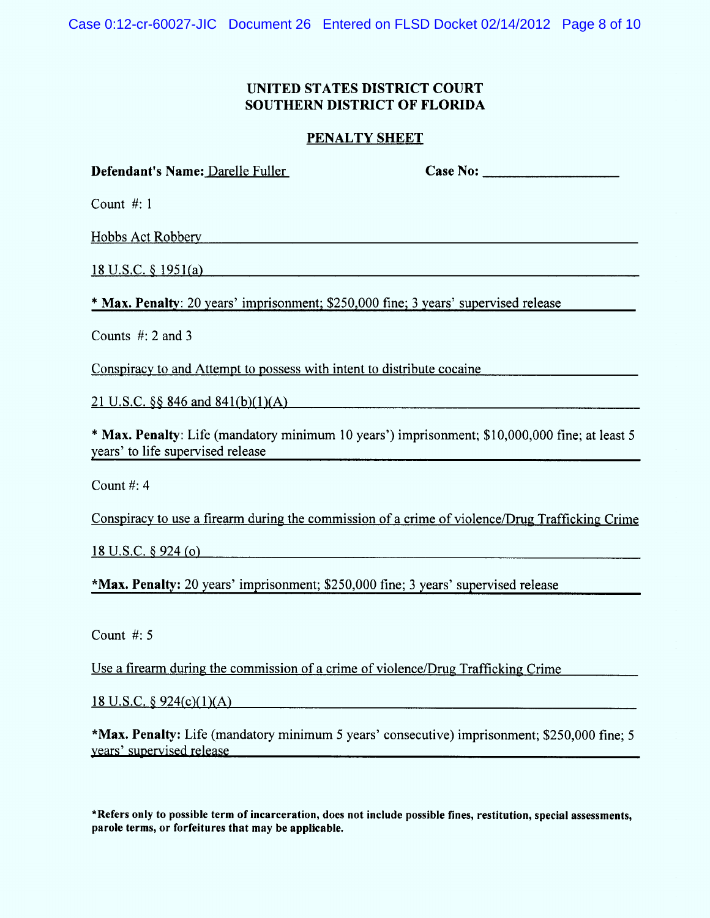# UNITED STATES DISTRICT COURT
# SOUTHERN DISTRICT OF FLORIDA

## PENALTY SHEET

**Defendant's Name:** Darelle Fuller **Case No:** ____________________

Count #: 1

Hobbs Act Robbery

18 U.S.C. § 1951(a)

**\* Max. Penalty**: 20 years' imprisonment; $250,000 fine; 3 years' supervised release

Counts #: 2 and 3

Conspiracy to and Attempt to possess with intent to distribute cocaine

21 U.S.C. §§ 846 and 841(b)(1)(A)

**\* Max. Penalty**: Life (mandatory minimum 10 years') imprisonment; $10,000,000 fine; at least 5 years' to life supervised release

Count #: 4

Conspiracy to use a firearm during the commission of a crime of violence/Drug Trafficking Crime

18 U.S.C. § 924 (o)

**\*Max. Penalty:** 20 years' imprisonment; $250,000 fine; 3 years' supervised release

Count #: 5

Use a firearm during the commission of a crime of violence/Drug Trafficking Crime

18 U.S.C. § 924(c)(1)(A)

**\*Max. Penalty:** Life (mandatory minimum 5 years' consecutive) imprisonment; $250,000 fine; 5 years' supervised release

**\*Refers only to possible term of incarceration, does not include possible fines, restitution, special assessments, parole terms, or forfeitures that may be applicable.**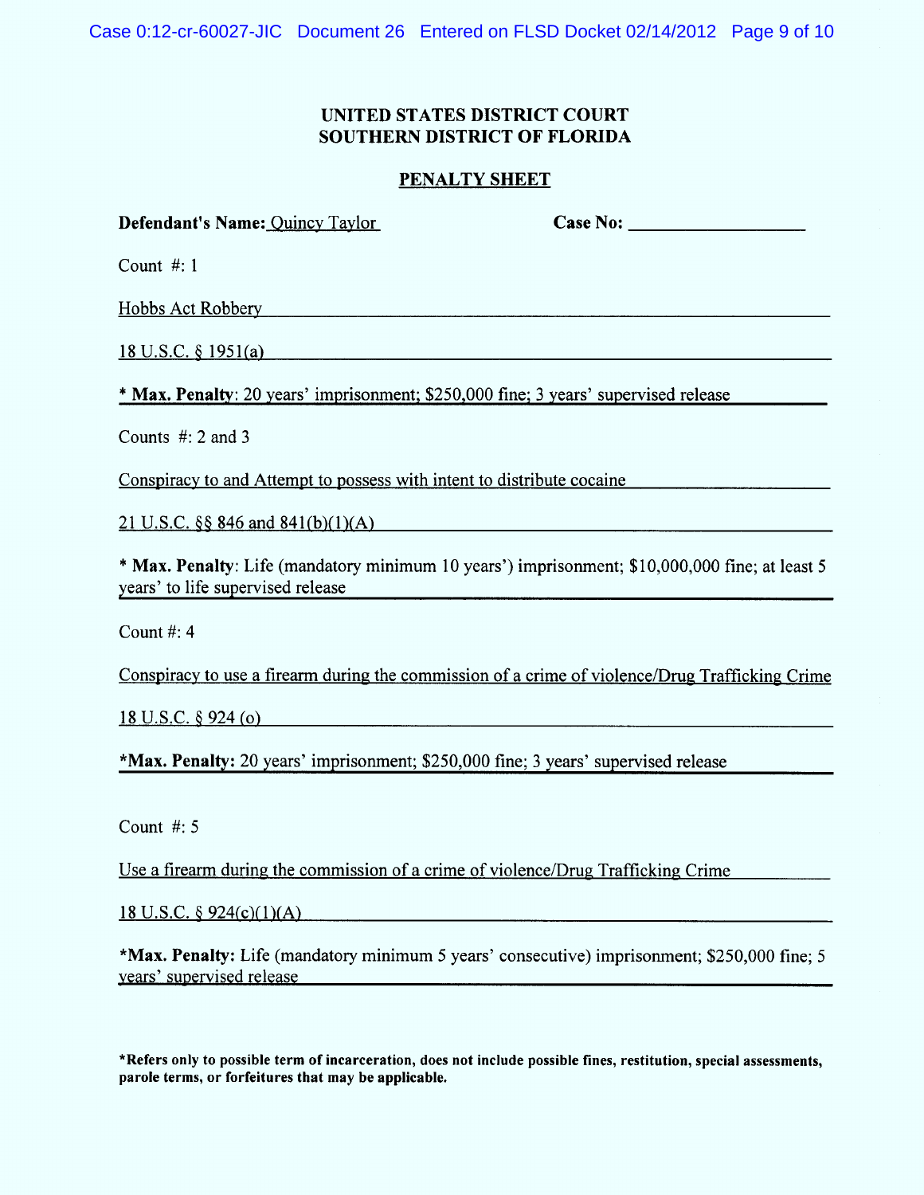# UNITED STATES DISTRICT COURT
# SOUTHERN DISTRICT OF FLORIDA

## PENALTY SHEET

**Defendant's Name:** Quincy Taylor **Case No:** ____________________

Count #: 1

Hobbs Act Robbery

18 U.S.C. § 1951(a)

*** Max. Penalty**: 20 years' imprisonment; $250,000 fine; 3 years' supervised release

Counts #: 2 and 3

Conspiracy to and Attempt to possess with intent to distribute cocaine

21 U.S.C. §§ 846 and 841(b)(1)(A)

*** Max. Penalty**: Life (mandatory minimum 10 years') imprisonment; $10,000,000 fine; at least 5 years' to life supervised release

Count #: 4

Conspiracy to use a firearm during the commission of a crime of violence/Drug Trafficking Crime

18 U.S.C. § 924 (o)

***Max. Penalty:** 20 years' imprisonment; $250,000 fine; 3 years' supervised release

Count #: 5

Use a firearm during the commission of a crime of violence/Drug Trafficking Crime

18 U.S.C. § 924(c)(1)(A)

***Max. Penalty:** Life (mandatory minimum 5 years' consecutive) imprisonment; $250,000 fine; 5 years' supervised release

**\*Refers only to possible term of incarceration, does not include possible fines, restitution, special assessments, parole terms, or forfeitures that may be applicable.**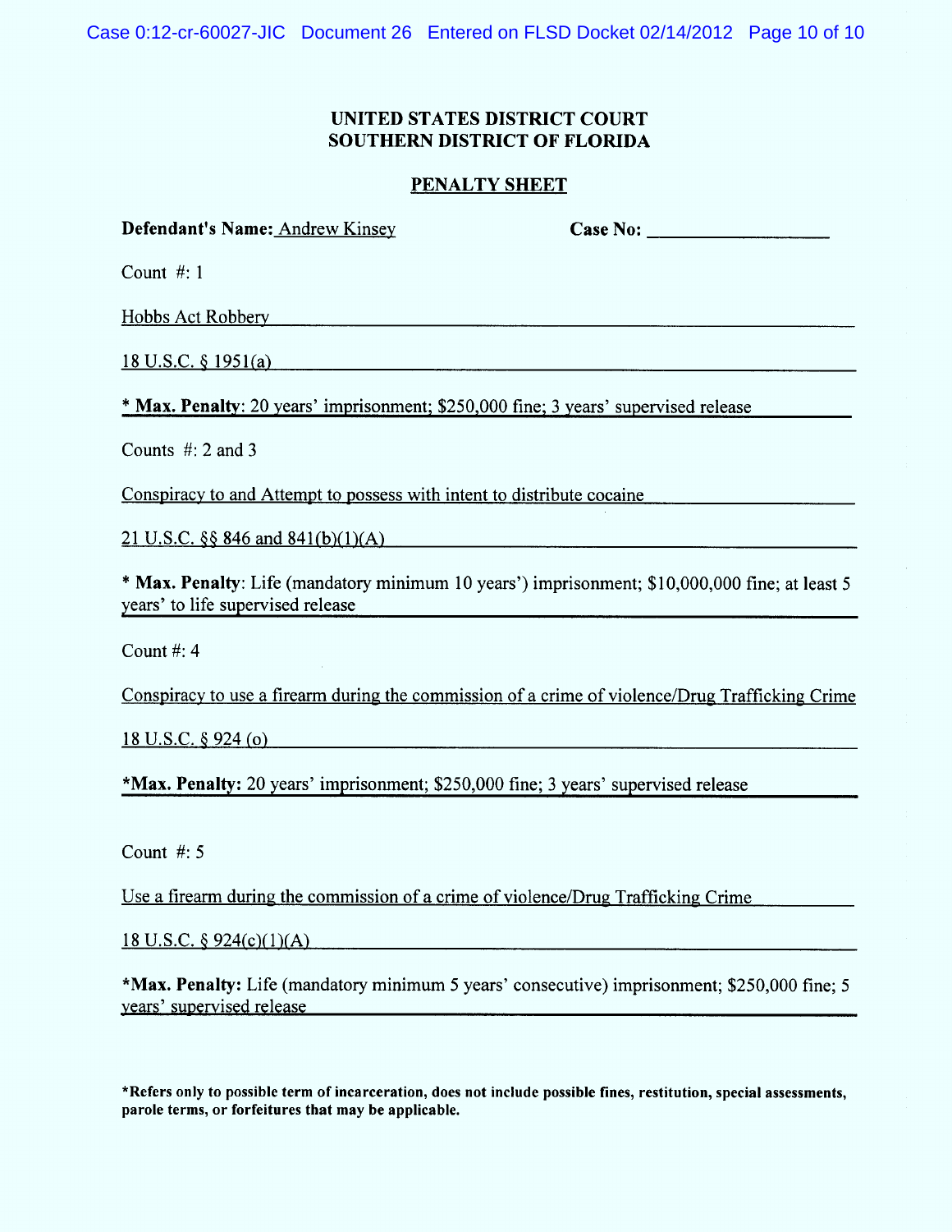**UNITED STATES DISTRICT COURT**
**SOUTHERN DISTRICT OF FLORIDA**

**PENALTY SHEET**

**Defendant's Name:** Andrew Kinsey **Case No:** ___________________

Count #: 1

Hobbs Act Robbery

18 U.S.C. § 1951(a)

* **Max. Penalty**: 20 years' imprisonment; $250,000 fine; 3 years' supervised release

Counts #: 2 and 3

Conspiracy to and Attempt to possess with intent to distribute cocaine

21 U.S.C. §§ 846 and 841(b)(1)(A)

* **Max. Penalty**: Life (mandatory minimum 10 years') imprisonment; $10,000,000 fine; at least 5 years' to life supervised release

Count #: 4

Conspiracy to use a firearm during the commission of a crime of violence/Drug Trafficking Crime

18 U.S.C. § 924 (o)

***Max. Penalty:** 20 years' imprisonment; $250,000 fine; 3 years' supervised release

Count #: 5

Use a firearm during the commission of a crime of violence/Drug Trafficking Crime

18 U.S.C. § 924(c)(1)(A)

***Max. Penalty:** Life (mandatory minimum 5 years' consecutive) imprisonment; $250,000 fine; 5 years' supervised release

**\*Refers only to possible term of incarceration, does not include possible fines, restitution, special assessments, parole terms, or forfeitures that may be applicable.**